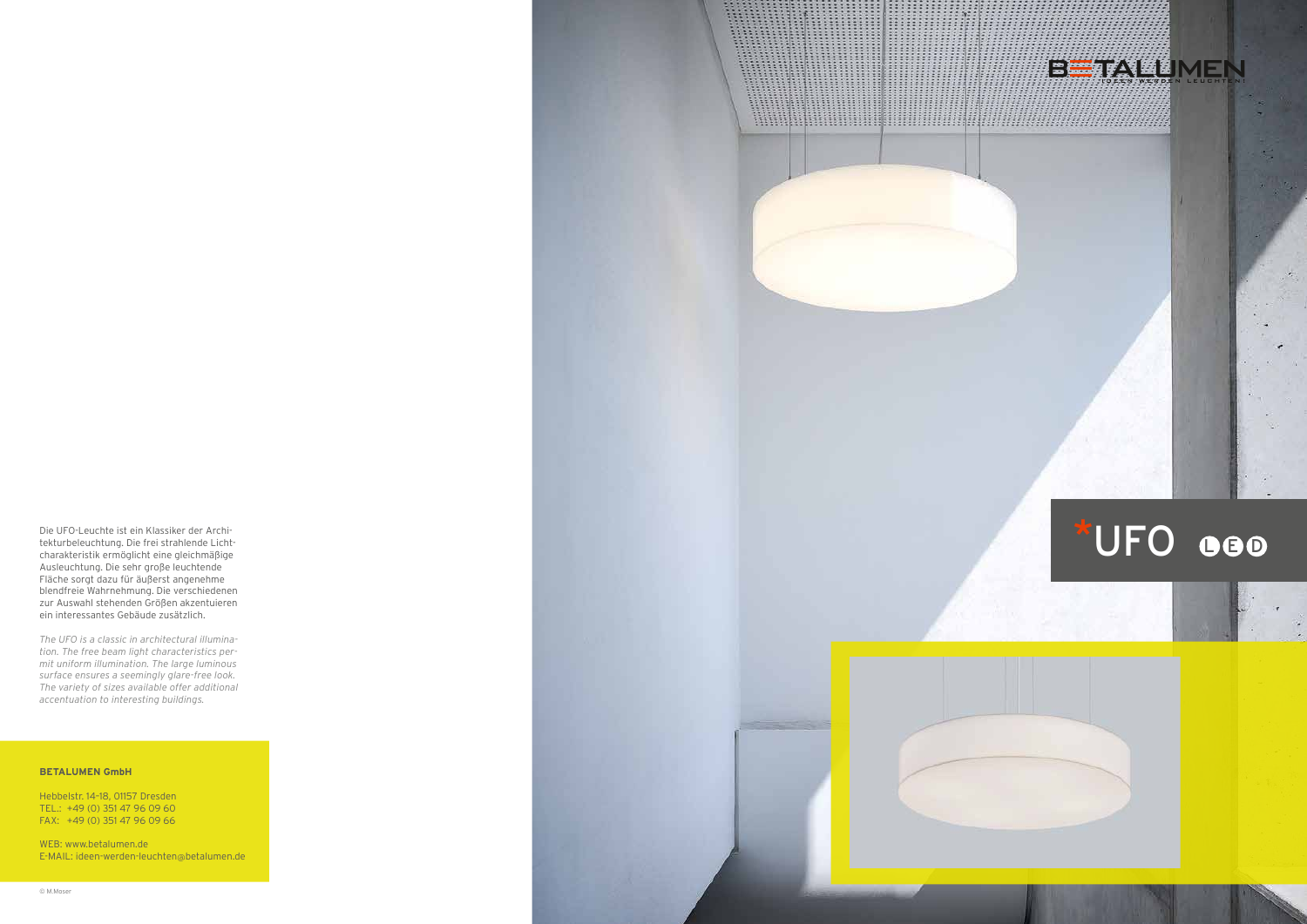BETALUMEN
IDEEN WERDEN LEUCHTEN!

# *UFO LED

Die UFO-Leuchte ist ein Klassiker der Architekturbeleuchtung. Die frei strahlende Lichtcharakteristik ermöglicht eine gleichmäßige Ausleuchtung. Die sehr große leuchtende Fläche sorgt dazu für äußerst angenehme blendfreie Wahrnehmung. Die verschiedenen zur Auswahl stehenden Größen akzentuieren ein interessantes Gebäude zusätzlich.

*The UFO is a classic in architectural illumination. The free beam light characteristics permit uniform illumination. The large luminous surface ensures a seemingly glare-free look. The variety of sizes available offer additional accentuation to interesting buildings.*

**BETALUMEN GmbH**

Hebbelstr. 14-18, 01157 Dresden
TEL.: +49 (0) 351 47 96 09 60
FAX: +49 (0) 351 47 96 09 66

WEB: www.betalumen.de
E-MAIL: ideen-werden-leuchten@betalumen.de

© M.Moser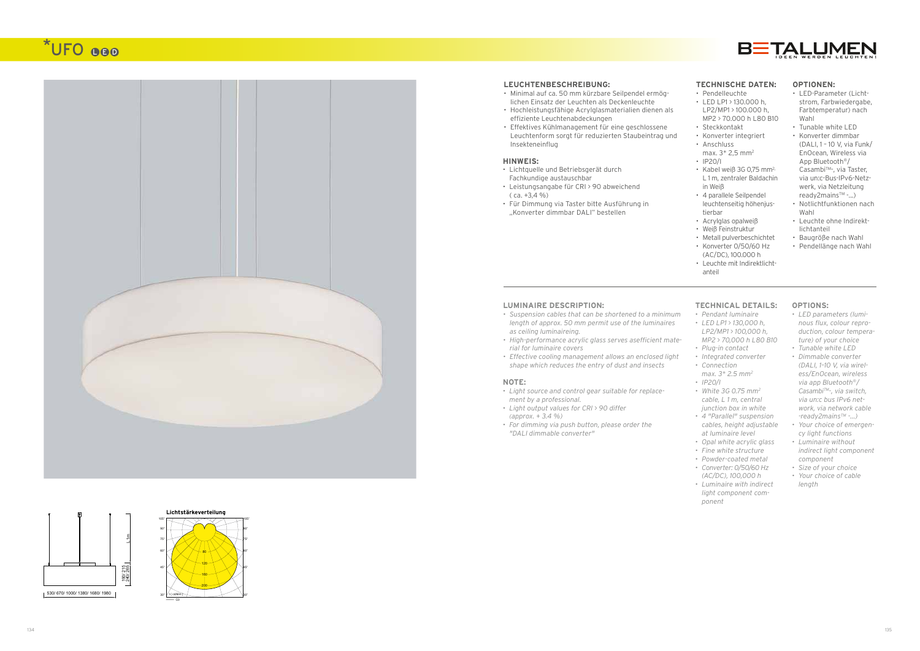# *UFO LED

BETALUMEN
IDEEN WERDEN LEUCHTEN!

## LEUCHTENBESCHREIBUNG:

- Minimal auf ca. 50 mm kürzbare Seilpendel ermöglichen Einsatz der Leuchten als Deckenleuchte
- Hochleistungsfähige Acrylglasmaterialien dienen als effiziente Leuchtenabdeckungen
- Effektives Kühlmanagement für eine geschlossene Leuchtenform sorgt für reduzierten Staubeintrag und Insekteneinflug

## HINWEIS:

- Lichtquelle und Betriebsgerät durch Fachkundige austauschbar
- Leistungsangabe für CRI > 90 abweichend ( ca. +3,4 %)
- Für Dimmung via Taster bitte Ausführung in „Konverter dimmbar DALI" bestellen

## TECHNISCHE DATEN:

- Pendelleuchte
- LED LP1 > 130.000 h, LP2/MP1 > 100.000 h, MP2 > 70.000 h L80 B10
- Steckkontakt
- Konverter integriert
- Anschluss max. 3* 2,5 mm²
- IP20/I
- Kabel weiß 3G 0,75 mm², L 1 m, zentraler Baldachin in Weiß
- 4 parallele Seilpendel leuchtenseitig höhenjustierbar
- Acrylglas opalweiß
- Weiß Feinstruktur
- Metall pulverbeschichtet
- Konverter 0/50/60 Hz (AC/DC), 100.000 h
- Leuchte mit Indirektlichtanteil

## OPTIONEN:

- LED-Parameter (Lichtstrom, Farbwiedergabe, Farbtemperatur) nach Wahl
- Tunable white LED
- Konverter dimmbar (DALI, 1 – 10 V, via Funk/ EnOcean, Wireless via App Bluetooth®/ Casambi™-, via Taster, via un:c-Bus-IPv6-Netzwerk, via Netzleitung ready2mains™ -...)
- Notlichtfunktionen nach Wahl
- Leuchte ohne Indirektlichtanteil
- Baugröße nach Wahl
- Pendellänge nach Wahl

## LUMINAIRE DESCRIPTION:

- *Suspension cables that can be shortened to a minimum length of approx. 50 mm permit use of the luminaires as ceiling luminaireing.*
- *High-performance acrylic glass serves asefficient material for luminaire covers*
- *Effective cooling management allows an enclosed light shape which reduces the entry of dust and insects*

## NOTE:

- *Light source and control gear suitable for replacement by a professional.*
- *Light output values for CRI > 90 differ (approx. + 3.4 %)*
- *For dimming via push button, please order the "DALI dimmable converter"*

## TECHNICAL DETAILS:

- *Pendant luminaire*
- *LED LP1 > 130,000 h, LP2/MP1 > 100,000 h, MP2 > 70,000 h L80 B10*
- *Plug-in contact*
- *Integrated converter*
- *Connection max. 3* 2.5 mm²*
- *IP20/I*
- *White 3G 0.75 mm² cable, L 1 m, central junction box in white*
- *4 "Parallel" suspension cables, height adjustable at luminaire level*
- *Opal white acrylic glass*
- *Fine white structure*
- *Powder-coated metal*
- *Converter: 0/50/60 Hz (AC/DC), 100,000 h*
- *Luminaire with indirect light component component*

## OPTIONS:

- *LED parameters (luminous flux, colour reproduction, colour temperature) of your choice*
- *Tunable white LED*
- *Dimmable converter (DALI, 1-10 V, via wireless/EnOcean, wireless via app Bluetooth®/ Casambi™-, via switch, via un:c bus IPv6 network, via network cable -ready2mains™ -...)*
- *Your choice of emergency light functions*
- *Luminaire without indirect light component component*
- *Size of your choice*
- *Your choice of cable length*

530/ 670/ 1000/ 1380/ 1680/ 1980

L 1m

190/ 215/ 240/ 265

Lichtstärkeverteilung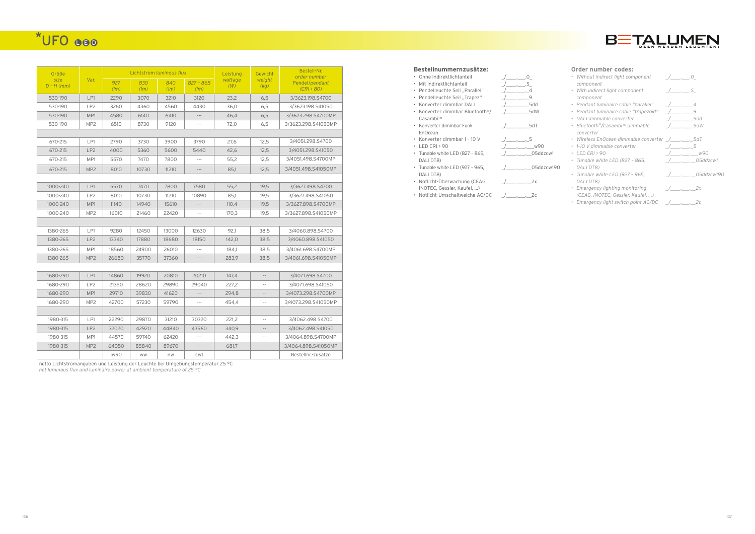# *UFO LED

BETALUMEN
IDEEN WERDEN LEUCHTEN!

| Größe *size* D - H (mm) | Var. | Lichtstrom *luminous flux* | | | | Leistung *wattage* (W) | Gewicht *weight* (kg) | Bestell-Nr. *order number* Pendel/*pendant* (CRI > 80) |
|---|---|---|---|---|---|---|---|---|
| | | 927 (lm) | 830 (lm) | 840 (lm) | 827 - 865 (lm) | | | |
| 530-190 | LP1 | 2290 | 3070 | 3210 | 3120 | 23,2 | 6,5 | 3/3623.198.S4700 |
| 530-190 | LP2 | 3260 | 4360 | 4560 | 4430 | 36,0 | 6,5 | 3/3623.198.S41050 |
| 530-190 | MP1 | 4580 | 6140 | 6410 | --- | 46,4 | 6,5 | 3/3623.298.S4700MP |
| 530-190 | MP2 | 6510 | 8730 | 9120 | --- | 72,0 | 6,5 | 3/3623.298.S41050MP |
| | | | | | | | | |
| 670-215 | LP1 | 2790 | 3730 | 3900 | 3790 | 27,6 | 12,5 | 3/4051.298.S4700 |
| 670-215 | LP2 | 4000 | 5360 | 5600 | 5440 | 42,6 | 12,5 | 3/4051.298.S41050 |
| 670-215 | MP1 | 5570 | 7470 | 7800 | --- | 55,2 | 12,5 | 3/4051.498.S4700MP |
| 670-215 | MP2 | 8010 | 10730 | 11210 | --- | 85,1 | 12,5 | 3/4051.498.S41050MP |
| | | | | | | | | |
| 1000-240 | LP1 | 5570 | 7470 | 7800 | 7580 | 55,2 | 19,5 | 3/3627.498.S4700 |
| 1000-240 | LP2 | 8010 | 10730 | 11210 | 10890 | 85,1 | 19,5 | 3/3627.498.S41050 |
| 1000-240 | MP1 | 11140 | 14940 | 15610 | --- | 110,4 | 19,5 | 3/3627.898.S4700MP |
| 1000-240 | MP2 | 16010 | 21460 | 22420 | --- | 170,3 | 19,5 | 3/3627.898.S41050MP |
| | | | | | | | | |
| 1380-265 | LP1 | 9280 | 12450 | 13000 | 12630 | 92,1 | 38,5 | 3/4060.898.S4700 |
| 1380-265 | LP2 | 13340 | 17880 | 18680 | 18150 | 142,0 | 38,5 | 3/4060.898.S41050 |
| 1380-265 | MP1 | 18560 | 24900 | 26010 | --- | 184,1 | 38,5 | 3/4061.698.S4700MP |
| 1380-265 | MP2 | 26680 | 35770 | 37360 | --- | 283,9 | 38,5 | 3/4061.698.S41050MP |
| | | | | | | | | |
| 1680-290 | LP1 | 14860 | 19920 | 20810 | 20210 | 147,4 | -- | 3/4071.698.S4700 |
| 1680-290 | LP2 | 21350 | 28620 | 29890 | 29040 | 227,2 | -- | 3/4071.698.S41050 |
| 1680-290 | MP1 | 29710 | 39830 | 41620 | --- | 294,8 | -- | 3/4073.298.S4700MP |
| 1680-290 | MP2 | 42700 | 57230 | 59790 | --- | 454,4 | -- | 3/4073.298.S41050MP |
| | | | | | | | | |
| 1980-315 | LP1 | 22290 | 29870 | 31210 | 30320 | 221,2 | -- | 3/4062.498.S4700 |
| 1980-315 | LP2 | 32020 | 42920 | 44840 | 43560 | 340,9 | -- | 3/4062.498.S41050 |
| 1980-315 | MP1 | 44570 | 59740 | 62420 | --- | 442,3 | -- | 3/4064.898.S4700MP |
| 1980-315 | MP2 | 64050 | 85840 | 89670 | --- | 681,7 | -- | 3/4064.898.S41050MP |
| | | iw90 | ww | nw | cw1 | | | Bestellnr.-zusätze |

netto Lichtstromangaben und Leistung der Leuchte bei Umgebungstemperatur 25 °C
*net luminous flux and luminaire power at ambient temperature of 25 °C*

### Bestellnummernzusätze:

- Ohne Indirektlichtanteil _/____.___.0_
- Mit Indirektlichtanteil _/____.___.S_
- Pendelleuchte Seil „Parallel" _/____.___.4
- Pendelleuchte Seil „Trapez" _/____.___.9
- Konverter dimmbar DALI _/____.___.5dd
- Konverter dimmbar Bluetooth®/Casambi™ _/____.___.5dW
- Konverter dimmbar Funk EnOcean _/____.___.5dT
- Konverter dimmbar 1 - 10 V _/____.___.5
- LED CRI > 90 _/____.___.__w90
- Tunable white LED (827 - 865, DALI DT8) _/____.___.__05ddzcw1
- Tunable white LED (927 - 965, DALI DT8) _/____.___.__05ddzcw190
- Notlicht-Überwachung (CEAG, INOTEC, Gessler, Kaufel, ...) _/____.___.__2x
- Notlicht-Umschaltweiche AC/DC _/____.___.__2c

### Order number codes:

- *Without indirect light component* _/____.___.0_
- *With indirect light component* _/____.___.S_
- *Pendant luminaire cable "parallel"* _/____.___.4
- *Pendant luminaire cable "trapezoid"* _/____.___.9
- *DALI dimmable converter* _/____.___.5dd
- *Bluetooth®/Casambi™ dimmable converter* _/____.___.5dW
- *Wireless EnOcean dimmable converter* _/____.___.5dT
- *1-10 V dimmable converter* _/____.___.5
- *LED CRI > 90* _/____.___.__w90
- *Tunable white LED (827 - 865, DALI DT8)* _/____.___.__05ddzcw1
- *Tunable white LED (927 - 965, DALI DT8)* _/____.___.__05ddzcw190
- *Emergency lighting monitoring (CEAG, INOTEC, Gessler, Kaufel, ...)* _/____.___.__2x
- *Emergency light switch point AC/DC* _/____.___.__2c